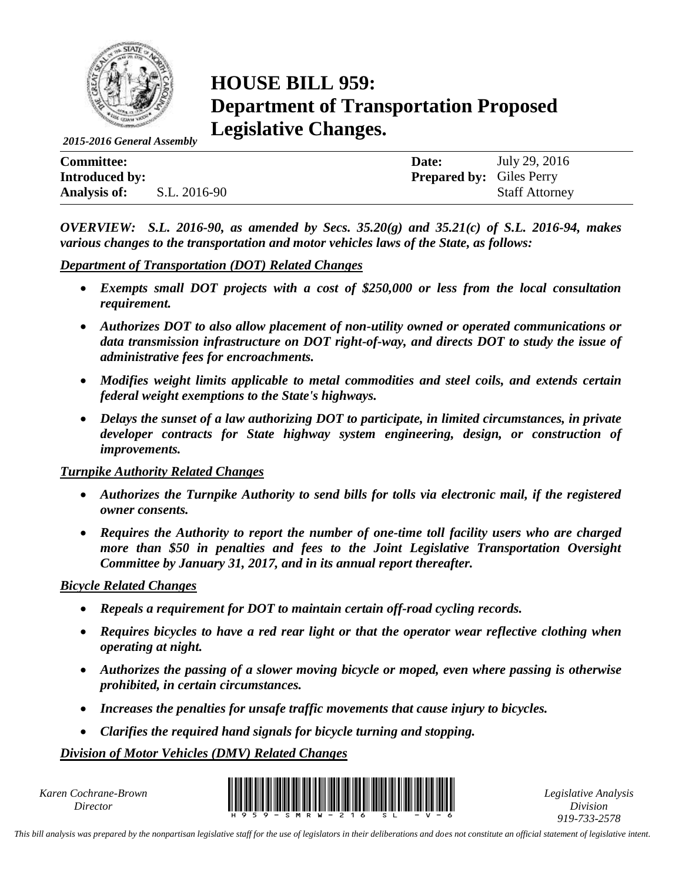*2015-2016 General Assembly*

# HOUSE BILL 959: Department of Transportation Proposed Legislative Changes.

| | | | |
|---|---|---|---|
| **Committee:** | | **Date:** | July 29, 2016 |
| **Introduced by:** | | **Prepared by:** | Giles Perry |
| **Analysis of:** | S.L. 2016-90 | | Staff Attorney |

***OVERVIEW:* *S.L. 2016-90, as amended by Secs. 35.20(g) and 35.21(c) of S.L. 2016-94, makes various changes to the transportation and motor vehicles laws of the State, as follows:***

***Department of Transportation (DOT) Related Changes***

- ***Exempts small DOT projects with a cost of $250,000 or less from the local consultation requirement.***
- ***Authorizes DOT to also allow placement of non-utility owned or operated communications or data transmission infrastructure on DOT right-of-way, and directs DOT to study the issue of administrative fees for encroachments.***
- ***Modifies weight limits applicable to metal commodities and steel coils, and extends certain federal weight exemptions to the State's highways.***
- ***Delays the sunset of a law authorizing DOT to participate, in limited circumstances, in private developer contracts for State highway system engineering, design, or construction of improvements.***

***Turnpike Authority Related Changes***

- ***Authorizes the Turnpike Authority to send bills for tolls via electronic mail, if the registered owner consents.***
- ***Requires the Authority to report the number of one-time toll facility users who are charged more than $50 in penalties and fees to the Joint Legislative Transportation Oversight Committee by January 31, 2017, and in its annual report thereafter.***

***Bicycle Related Changes***

- ***Repeals a requirement for DOT to maintain certain off-road cycling records.***
- ***Requires bicycles to have a red rear light or that the operator wear reflective clothing when operating at night.***
- ***Authorizes the passing of a slower moving bicycle or moped, even where passing is otherwise prohibited, in certain circumstances.***
- ***Increases the penalties for unsafe traffic movements that cause injury to bicycles.***
- ***Clarifies the required hand signals for bicycle turning and stopping.***

***Division of Motor Vehicles (DMV) Related Changes***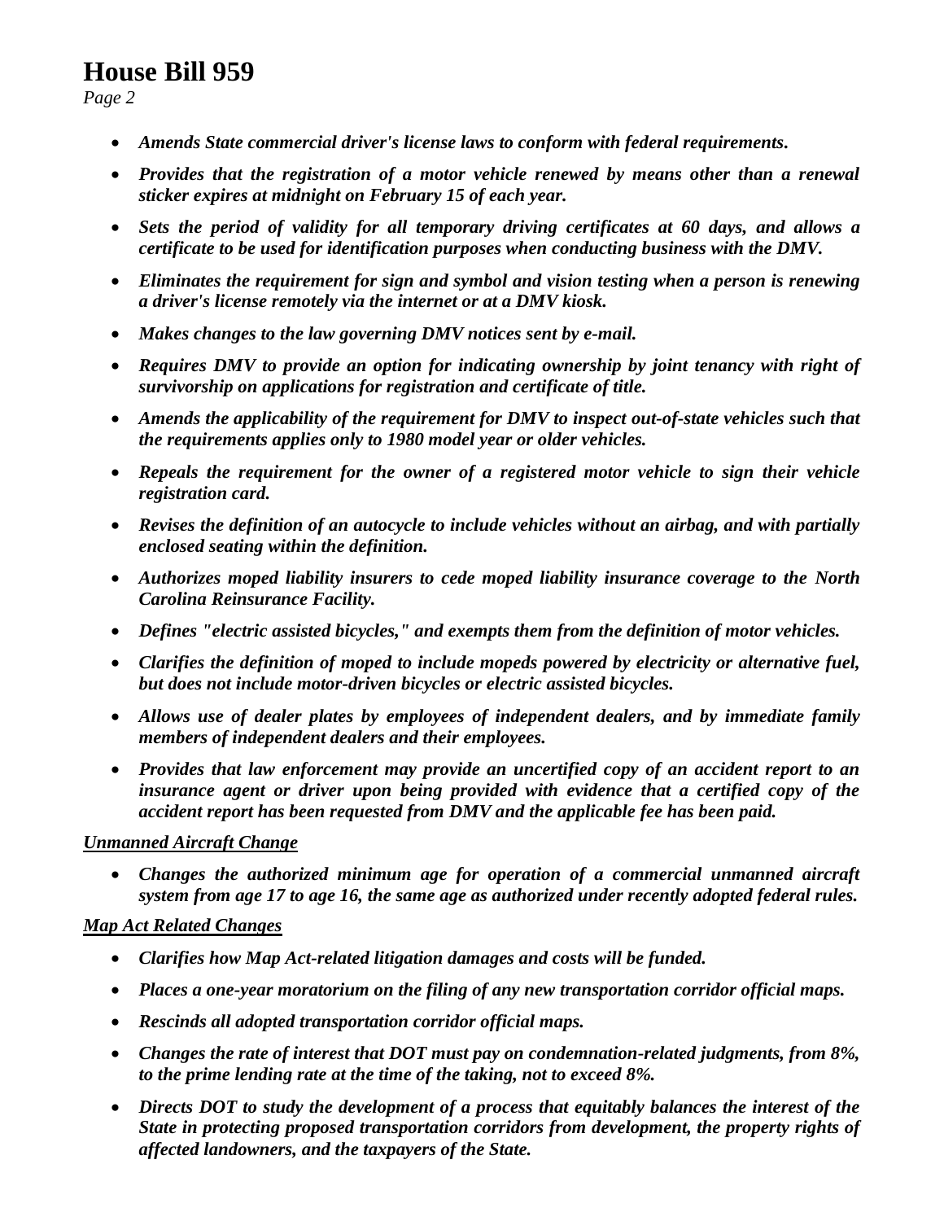- ***Amends State commercial driver's license laws to conform with federal requirements.***
- ***Provides that the registration of a motor vehicle renewed by means other than a renewal sticker expires at midnight on February 15 of each year.***
- ***Sets the period of validity for all temporary driving certificates at 60 days, and allows a certificate to be used for identification purposes when conducting business with the DMV.***
- ***Eliminates the requirement for sign and symbol and vision testing when a person is renewing a driver's license remotely via the internet or at a DMV kiosk.***
- ***Makes changes to the law governing DMV notices sent by e-mail.***
- ***Requires DMV to provide an option for indicating ownership by joint tenancy with right of survivorship on applications for registration and certificate of title.***
- ***Amends the applicability of the requirement for DMV to inspect out-of-state vehicles such that the requirements applies only to 1980 model year or older vehicles.***
- ***Repeals the requirement for the owner of a registered motor vehicle to sign their vehicle registration card.***
- ***Revises the definition of an autocycle to include vehicles without an airbag, and with partially enclosed seating within the definition.***
- ***Authorizes moped liability insurers to cede moped liability insurance coverage to the North Carolina Reinsurance Facility.***
- ***Defines "electric assisted bicycles," and exempts them from the definition of motor vehicles.***
- ***Clarifies the definition of moped to include mopeds powered by electricity or alternative fuel, but does not include motor-driven bicycles or electric assisted bicycles.***
- ***Allows use of dealer plates by employees of independent dealers, and by immediate family members of independent dealers and their employees.***
- ***Provides that law enforcement may provide an uncertified copy of an accident report to an insurance agent or driver upon being provided with evidence that a certified copy of the accident report has been requested from DMV and the applicable fee has been paid.***

***<u>Unmanned Aircraft Change</u>***

- ***Changes the authorized minimum age for operation of a commercial unmanned aircraft system from age 17 to age 16, the same age as authorized under recently adopted federal rules.***

***<u>Map Act Related Changes</u>***

- ***Clarifies how Map Act-related litigation damages and costs will be funded.***
- ***Places a one-year moratorium on the filing of any new transportation corridor official maps.***
- ***Rescinds all adopted transportation corridor official maps.***
- ***Changes the rate of interest that DOT must pay on condemnation-related judgments, from 8%, to the prime lending rate at the time of the taking, not to exceed 8%.***
- ***Directs DOT to study the development of a process that equitably balances the interest of the State in protecting proposed transportation corridors from development, the property rights of affected landowners, and the taxpayers of the State.***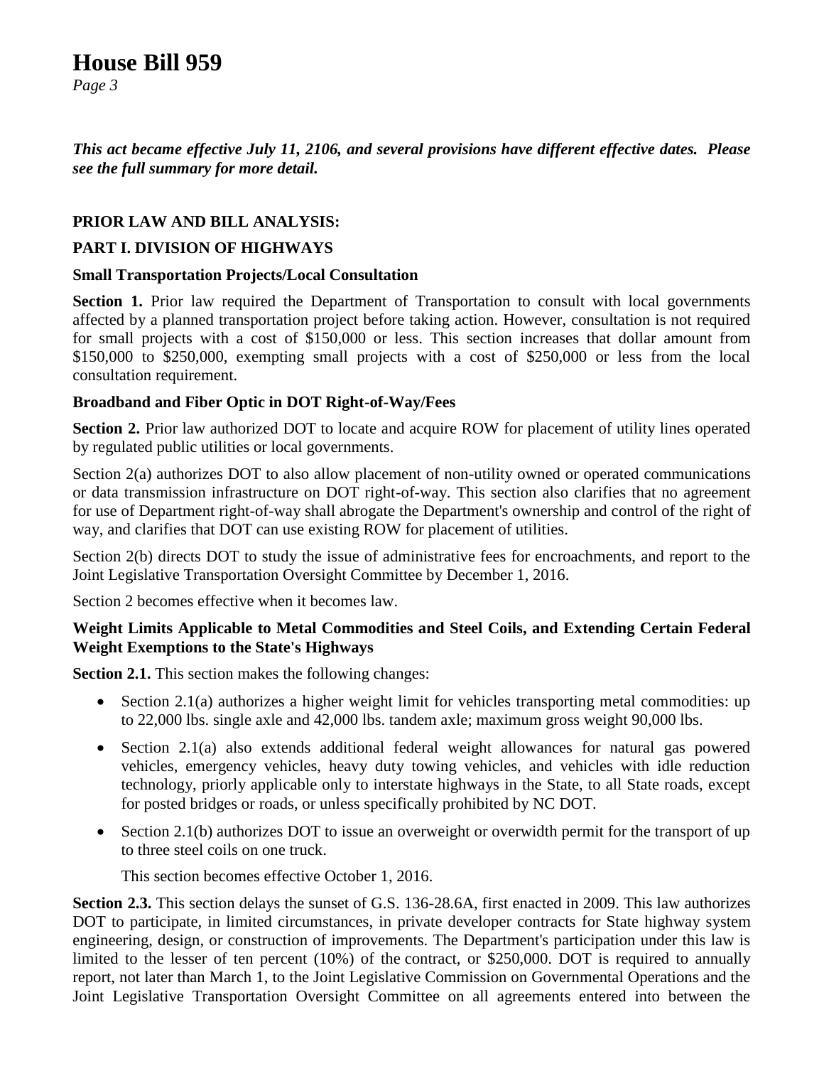# House Bill 959

*Page 3*

***This act became effective July 11, 2106, and several provisions have different effective dates. Please see the full summary for more detail.***

**PRIOR LAW AND BILL ANALYSIS:**

**PART I. DIVISION OF HIGHWAYS**

**Small Transportation Projects/Local Consultation**

**Section 1.** Prior law required the Department of Transportation to consult with local governments affected by a planned transportation project before taking action. However, consultation is not required for small projects with a cost of $150,000 or less. This section increases that dollar amount from $150,000 to $250,000, exempting small projects with a cost of $250,000 or less from the local consultation requirement.

**Broadband and Fiber Optic in DOT Right-of-Way/Fees**

**Section 2.** Prior law authorized DOT to locate and acquire ROW for placement of utility lines operated by regulated public utilities or local governments.

Section 2(a) authorizes DOT to also allow placement of non-utility owned or operated communications or data transmission infrastructure on DOT right-of-way. This section also clarifies that no agreement for use of Department right-of-way shall abrogate the Department's ownership and control of the right of way, and clarifies that DOT can use existing ROW for placement of utilities.

Section 2(b) directs DOT to study the issue of administrative fees for encroachments, and report to the Joint Legislative Transportation Oversight Committee by December 1, 2016.

Section 2 becomes effective when it becomes law.

**Weight Limits Applicable to Metal Commodities and Steel Coils, and Extending Certain Federal Weight Exemptions to the State's Highways**

**Section 2.1.** This section makes the following changes:

- Section 2.1(a) authorizes a higher weight limit for vehicles transporting metal commodities: up to 22,000 lbs. single axle and 42,000 lbs. tandem axle; maximum gross weight 90,000 lbs.
- Section 2.1(a) also extends additional federal weight allowances for natural gas powered vehicles, emergency vehicles, heavy duty towing vehicles, and vehicles with idle reduction technology, priorly applicable only to interstate highways in the State, to all State roads, except for posted bridges or roads, or unless specifically prohibited by NC DOT.
- Section 2.1(b) authorizes DOT to issue an overweight or overwidth permit for the transport of up to three steel coils on one truck.

  This section becomes effective October 1, 2016.

**Section 2.3.** This section delays the sunset of G.S. 136-28.6A, first enacted in 2009. This law authorizes DOT to participate, in limited circumstances, in private developer contracts for State highway system engineering, design, or construction of improvements. The Department's participation under this law is limited to the lesser of ten percent (10%) of the contract, or $250,000. DOT is required to annually report, not later than March 1, to the Joint Legislative Commission on Governmental Operations and the Joint Legislative Transportation Oversight Committee on all agreements entered into between the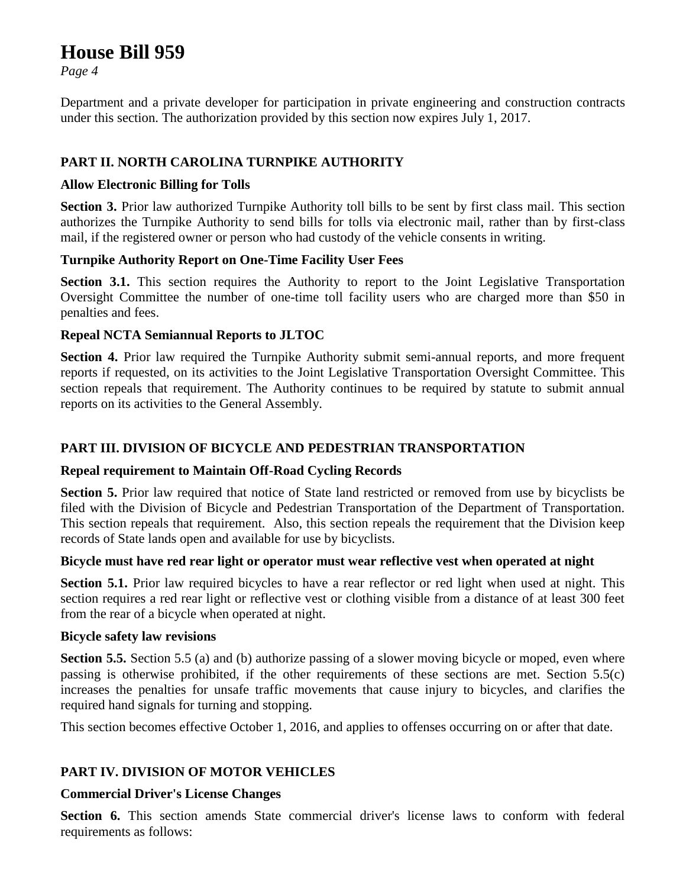Department and a private developer for participation in private engineering and construction contracts under this section. The authorization provided by this section now expires July 1, 2017.

## PART II. NORTH CAROLINA TURNPIKE AUTHORITY

### Allow Electronic Billing for Tolls

**Section 3.** Prior law authorized Turnpike Authority toll bills to be sent by first class mail. This section authorizes the Turnpike Authority to send bills for tolls via electronic mail, rather than by first-class mail, if the registered owner or person who had custody of the vehicle consents in writing.

### Turnpike Authority Report on One-Time Facility User Fees

**Section 3.1.** This section requires the Authority to report to the Joint Legislative Transportation Oversight Committee the number of one-time toll facility users who are charged more than $50 in penalties and fees.

### Repeal NCTA Semiannual Reports to JLTOC

**Section 4.** Prior law required the Turnpike Authority submit semi-annual reports, and more frequent reports if requested, on its activities to the Joint Legislative Transportation Oversight Committee. This section repeals that requirement. The Authority continues to be required by statute to submit annual reports on its activities to the General Assembly.

## PART III. DIVISION OF BICYCLE AND PEDESTRIAN TRANSPORTATION

### Repeal requirement to Maintain Off-Road Cycling Records

**Section 5.** Prior law required that notice of State land restricted or removed from use by bicyclists be filed with the Division of Bicycle and Pedestrian Transportation of the Department of Transportation. This section repeals that requirement. Also, this section repeals the requirement that the Division keep records of State lands open and available for use by bicyclists.

### Bicycle must have red rear light or operator must wear reflective vest when operated at night

**Section 5.1.** Prior law required bicycles to have a rear reflector or red light when used at night. This section requires a red rear light or reflective vest or clothing visible from a distance of at least 300 feet from the rear of a bicycle when operated at night.

### Bicycle safety law revisions

**Section 5.5.** Section 5.5 (a) and (b) authorize passing of a slower moving bicycle or moped, even where passing is otherwise prohibited, if the other requirements of these sections are met. Section 5.5(c) increases the penalties for unsafe traffic movements that cause injury to bicycles, and clarifies the required hand signals for turning and stopping.

This section becomes effective October 1, 2016, and applies to offenses occurring on or after that date.

## PART IV. DIVISION OF MOTOR VEHICLES

### Commercial Driver's License Changes

**Section 6.** This section amends State commercial driver's license laws to conform with federal requirements as follows: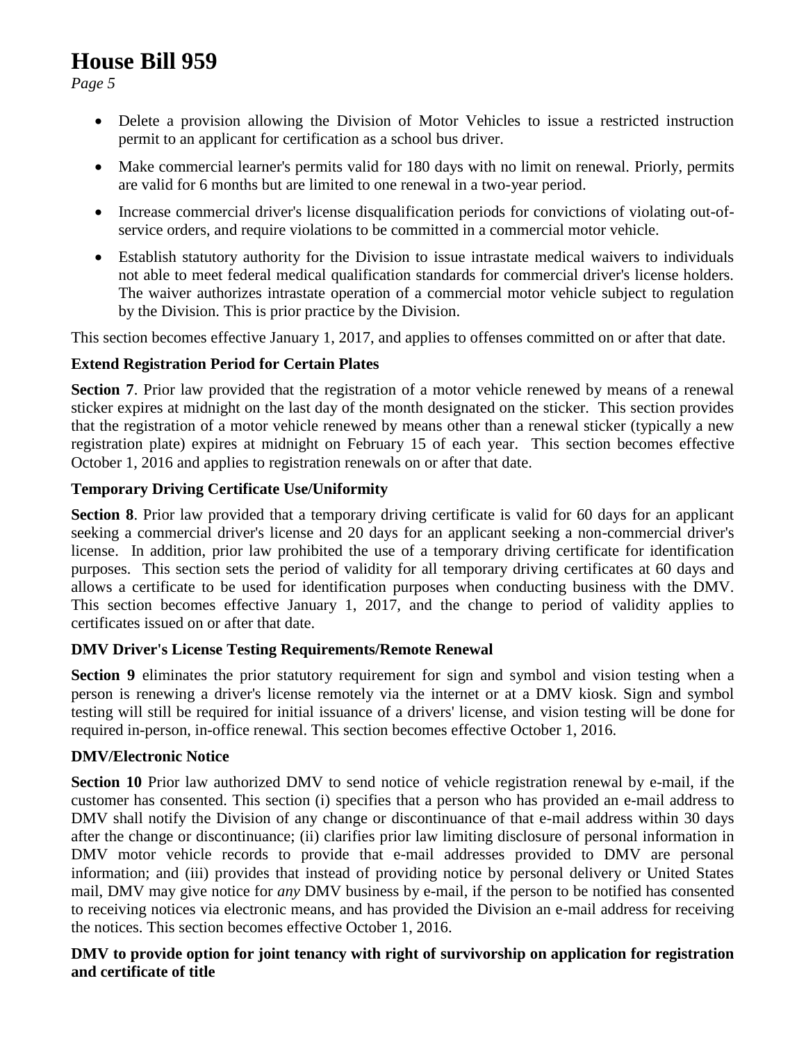- Delete a provision allowing the Division of Motor Vehicles to issue a restricted instruction permit to an applicant for certification as a school bus driver.
- Make commercial learner's permits valid for 180 days with no limit on renewal. Priorly, permits are valid for 6 months but are limited to one renewal in a two-year period.
- Increase commercial driver's license disqualification periods for convictions of violating out-of-service orders, and require violations to be committed in a commercial motor vehicle.
- Establish statutory authority for the Division to issue intrastate medical waivers to individuals not able to meet federal medical qualification standards for commercial driver's license holders. The waiver authorizes intrastate operation of a commercial motor vehicle subject to regulation by the Division. This is prior practice by the Division.

This section becomes effective January 1, 2017, and applies to offenses committed on or after that date.

**Extend Registration Period for Certain Plates**

**Section 7**. Prior law provided that the registration of a motor vehicle renewed by means of a renewal sticker expires at midnight on the last day of the month designated on the sticker. This section provides that the registration of a motor vehicle renewed by means other than a renewal sticker (typically a new registration plate) expires at midnight on February 15 of each year. This section becomes effective October 1, 2016 and applies to registration renewals on or after that date.

**Temporary Driving Certificate Use/Uniformity**

**Section 8**. Prior law provided that a temporary driving certificate is valid for 60 days for an applicant seeking a commercial driver's license and 20 days for an applicant seeking a non-commercial driver's license. In addition, prior law prohibited the use of a temporary driving certificate for identification purposes. This section sets the period of validity for all temporary driving certificates at 60 days and allows a certificate to be used for identification purposes when conducting business with the DMV. This section becomes effective January 1, 2017, and the change to period of validity applies to certificates issued on or after that date.

**DMV Driver's License Testing Requirements/Remote Renewal**

**Section 9** eliminates the prior statutory requirement for sign and symbol and vision testing when a person is renewing a driver's license remotely via the internet or at a DMV kiosk. Sign and symbol testing will still be required for initial issuance of a drivers' license, and vision testing will be done for required in-person, in-office renewal. This section becomes effective October 1, 2016.

**DMV/Electronic Notice**

**Section 10** Prior law authorized DMV to send notice of vehicle registration renewal by e-mail, if the customer has consented. This section (i) specifies that a person who has provided an e-mail address to DMV shall notify the Division of any change or discontinuance of that e-mail address within 30 days after the change or discontinuance; (ii) clarifies prior law limiting disclosure of personal information in DMV motor vehicle records to provide that e-mail addresses provided to DMV are personal information; and (iii) provides that instead of providing notice by personal delivery or United States mail, DMV may give notice for *any* DMV business by e-mail, if the person to be notified has consented to receiving notices via electronic means, and has provided the Division an e-mail address for receiving the notices. This section becomes effective October 1, 2016.

**DMV to provide option for joint tenancy with right of survivorship on application for registration and certificate of title**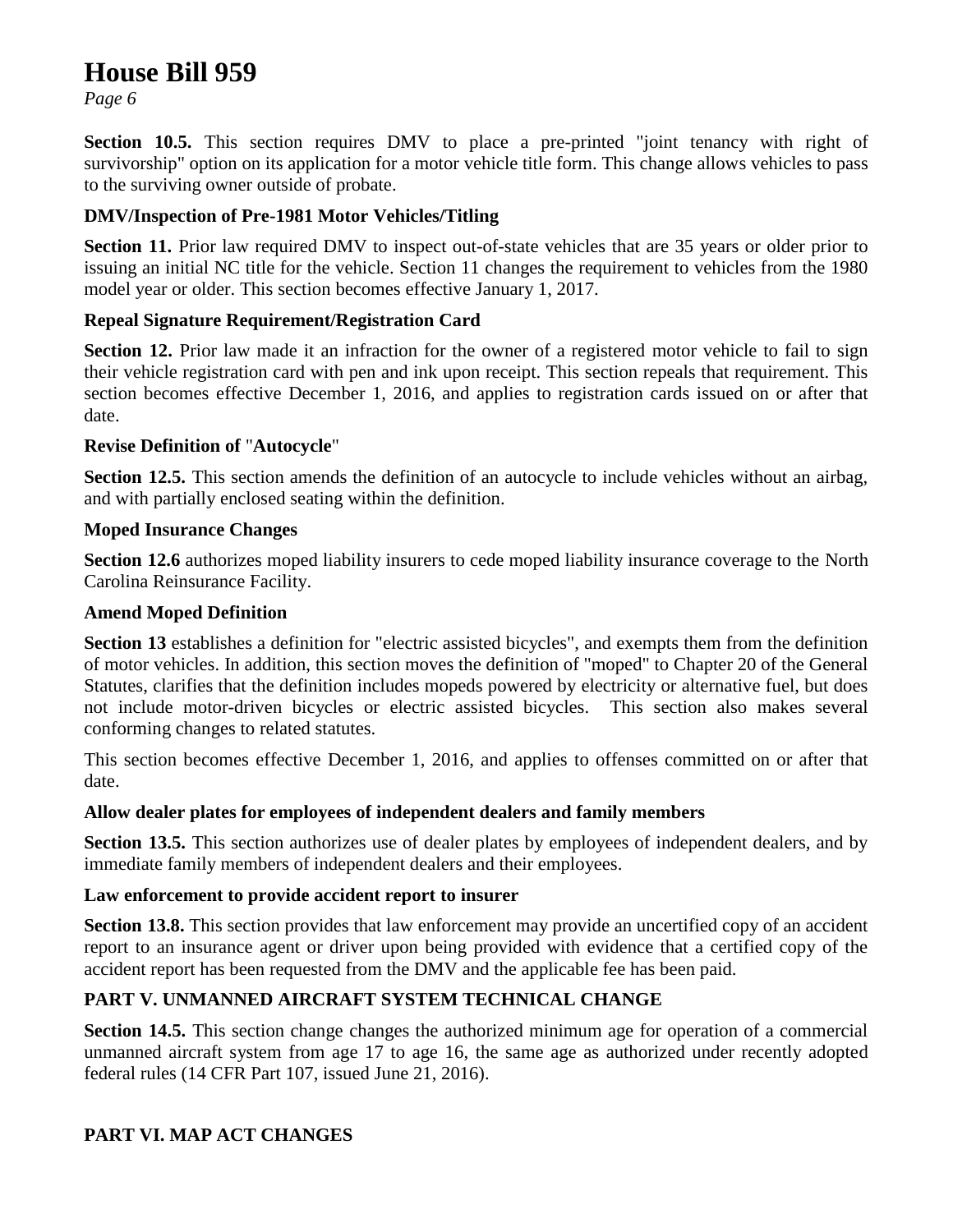**Section 10.5.** This section requires DMV to place a pre-printed "joint tenancy with right of survivorship" option on its application for a motor vehicle title form. This change allows vehicles to pass to the surviving owner outside of probate.

**DMV/Inspection of Pre-1981 Motor Vehicles/Titling**

**Section 11.** Prior law required DMV to inspect out-of-state vehicles that are 35 years or older prior to issuing an initial NC title for the vehicle. Section 11 changes the requirement to vehicles from the 1980 model year or older. This section becomes effective January 1, 2017.

**Repeal Signature Requirement/Registration Card**

**Section 12.** Prior law made it an infraction for the owner of a registered motor vehicle to fail to sign their vehicle registration card with pen and ink upon receipt. This section repeals that requirement. This section becomes effective December 1, 2016, and applies to registration cards issued on or after that date.

**Revise Definition of "Autocycle"**

**Section 12.5.** This section amends the definition of an autocycle to include vehicles without an airbag, and with partially enclosed seating within the definition.

**Moped Insurance Changes**

**Section 12.6** authorizes moped liability insurers to cede moped liability insurance coverage to the North Carolina Reinsurance Facility.

**Amend Moped Definition**

**Section 13** establishes a definition for "electric assisted bicycles", and exempts them from the definition of motor vehicles. In addition, this section moves the definition of "moped" to Chapter 20 of the General Statutes, clarifies that the definition includes mopeds powered by electricity or alternative fuel, but does not include motor-driven bicycles or electric assisted bicycles. This section also makes several conforming changes to related statutes.

This section becomes effective December 1, 2016, and applies to offenses committed on or after that date.

**Allow dealer plates for employees of independent dealers and family members**

**Section 13.5.** This section authorizes use of dealer plates by employees of independent dealers, and by immediate family members of independent dealers and their employees.

**Law enforcement to provide accident report to insurer**

**Section 13.8.** This section provides that law enforcement may provide an uncertified copy of an accident report to an insurance agent or driver upon being provided with evidence that a certified copy of the accident report has been requested from the DMV and the applicable fee has been paid.

**PART V. UNMANNED AIRCRAFT SYSTEM TECHNICAL CHANGE**

**Section 14.5.** This section change changes the authorized minimum age for operation of a commercial unmanned aircraft system from age 17 to age 16, the same age as authorized under recently adopted federal rules (14 CFR Part 107, issued June 21, 2016).

**PART VI. MAP ACT CHANGES**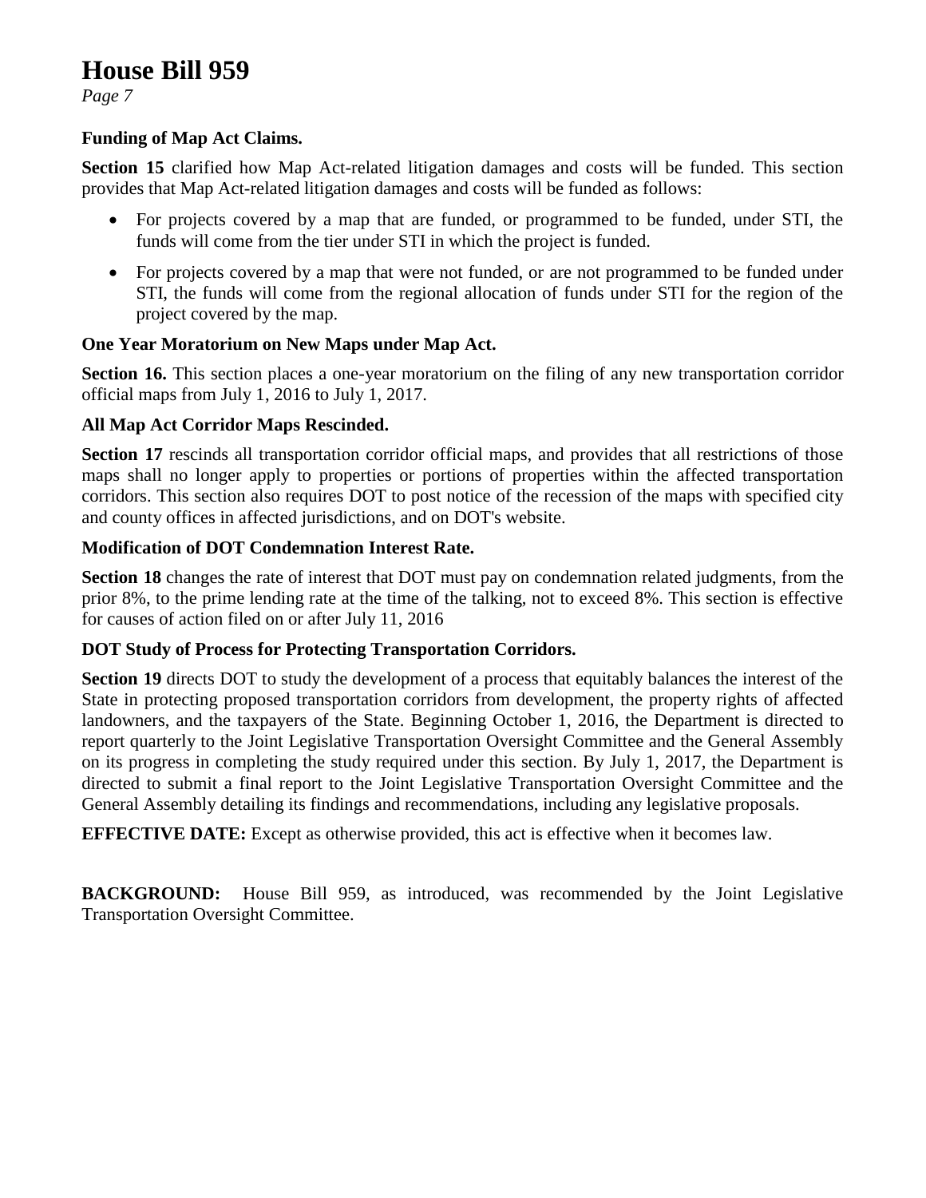**Funding of Map Act Claims.**

**Section 15** clarified how Map Act-related litigation damages and costs will be funded. This section provides that Map Act-related litigation damages and costs will be funded as follows:

- For projects covered by a map that are funded, or programmed to be funded, under STI, the funds will come from the tier under STI in which the project is funded.
- For projects covered by a map that were not funded, or are not programmed to be funded under STI, the funds will come from the regional allocation of funds under STI for the region of the project covered by the map.

**One Year Moratorium on New Maps under Map Act.**

**Section 16.** This section places a one-year moratorium on the filing of any new transportation corridor official maps from July 1, 2016 to July 1, 2017.

**All Map Act Corridor Maps Rescinded.**

**Section 17** rescinds all transportation corridor official maps, and provides that all restrictions of those maps shall no longer apply to properties or portions of properties within the affected transportation corridors. This section also requires DOT to post notice of the recession of the maps with specified city and county offices in affected jurisdictions, and on DOT's website.

**Modification of DOT Condemnation Interest Rate.**

**Section 18** changes the rate of interest that DOT must pay on condemnation related judgments, from the prior 8%, to the prime lending rate at the time of the talking, not to exceed 8%. This section is effective for causes of action filed on or after July 11, 2016

**DOT Study of Process for Protecting Transportation Corridors.**

**Section 19** directs DOT to study the development of a process that equitably balances the interest of the State in protecting proposed transportation corridors from development, the property rights of affected landowners, and the taxpayers of the State. Beginning October 1, 2016, the Department is directed to report quarterly to the Joint Legislative Transportation Oversight Committee and the General Assembly on its progress in completing the study required under this section. By July 1, 2017, the Department is directed to submit a final report to the Joint Legislative Transportation Oversight Committee and the General Assembly detailing its findings and recommendations, including any legislative proposals.

**EFFECTIVE DATE:** Except as otherwise provided, this act is effective when it becomes law.

**BACKGROUND:** House Bill 959, as introduced, was recommended by the Joint Legislative Transportation Oversight Committee.